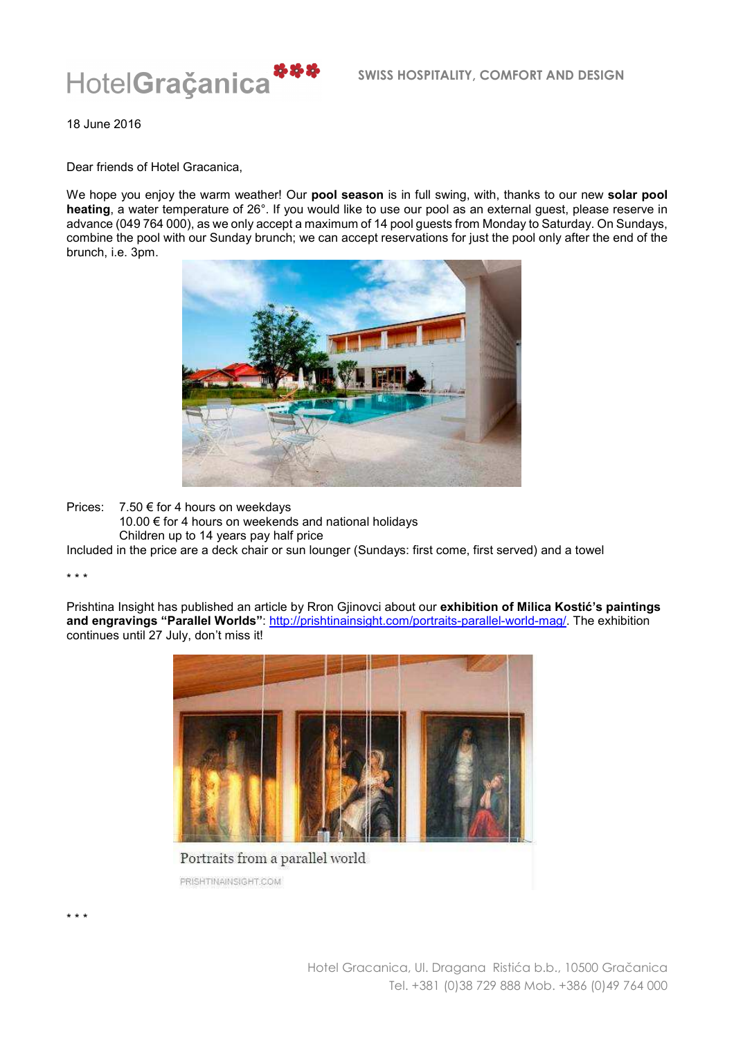HotelGraçanica

SWISS HOSPITALITY, COMFORT AND DESIGN

18 June 2016

Dear friends of Hotel Gracanica,

We hope you enjoy the warm weather! Our **pool season** is in full swing, with, thanks to our new **solar pool heating**, a water temperature of 26°. If you would like to use our pool as an external guest, please reserve in advance (049 764 000), as we only accept a maximum of 14 pool guests from Monday to Saturday. On Sundays, combine the pool with our Sunday brunch; we can accept reservations for just the pool only after the end of the brunch, i.e. 3pm.

Prices: 7.50 € for 4 hours on weekdays
10.00 € for 4 hours on weekends and national holidays
Children up to 14 years pay half price
Included in the price are a deck chair or sun lounger (Sundays: first come, first served) and a towel

* * *

Prishtina Insight has published an article by Rron Gjinovci about our **exhibition of Milica Kostić's paintings and engravings "Parallel Worlds"**: http://prishtinainsight.com/portraits-parallel-world-mag/. The exhibition continues until 27 July, don't miss it!

Portraits from a parallel world
PRISHTINAINSIGHT.COM

* * *

Hotel Gracanica, Ul. Dragana Ristića b.b., 10500 Gračanica
Tel. +381 (0)38 729 888 Mob. +386 (0)49 764 000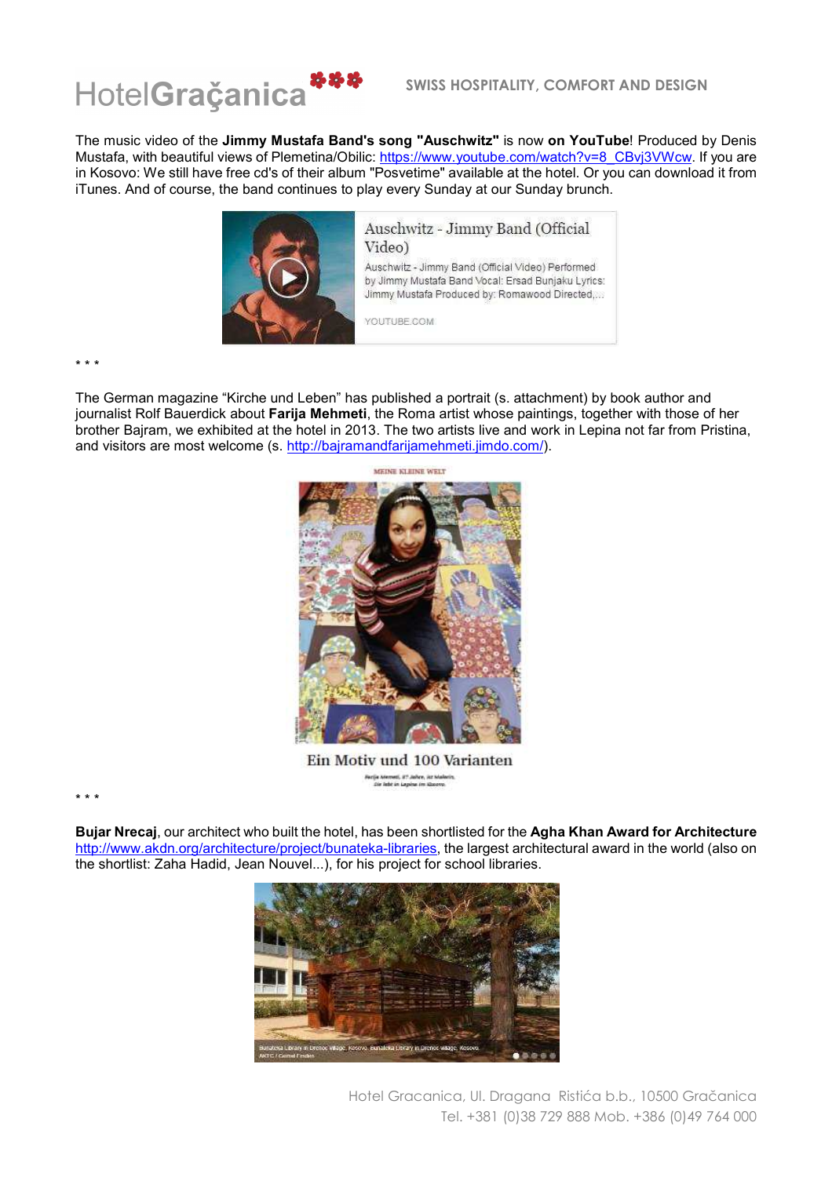The music video of the **Jimmy Mustafa Band's song "Auschwitz"** is now **on YouTube**! Produced by Denis Mustafa, with beautiful views of Plemetina/Obilic: https://www.youtube.com/watch?v=8_CBvj3VWcw. If you are in Kosovo: We still have free cd's of their album "Posvetime" available at the hotel. Or you can download it from iTunes. And of course, the band continues to play every Sunday at our Sunday brunch.

Auschwitz - Jimmy Band (Official Video)

Auschwitz - Jimmy Band (Official Video) Performed by Jimmy Mustafa Band Vocal: Ersad Bunjaku Lyrics: Jimmy Mustafa Produced by: Romawood Directed,...

YOUTUBE.COM

* * *

The German magazine "Kirche und Leben" has published a portrait (s. attachment) by book author and journalist Rolf Bauerdick about **Farija Mehmeti**, the Roma artist whose paintings, together with those of her brother Bajram, we exhibited at the hotel in 2013. The two artists live and work in Lepina not far from Pristina, and visitors are most welcome (s. http://bajramandfarijamehmeti.jimdo.com/).

MEINE KLEINE WELT

Ein Motiv und 100 Varianten

* * *

**Bujar Nrecaj**, our architect who built the hotel, has been shortlisted for the **Agha Khan Award for Architecture** http://www.akdn.org/architecture/project/bunateka-libraries, the largest architectural award in the world (also on the shortlist: Zaha Hadid, Jean Nouvel...), for his project for school libraries.

Hotel Gracanica, Ul. Dragana Ristića b.b., 10500 Gračanica
Tel. +381 (0)38 729 888 Mob. +386 (0)49 764 000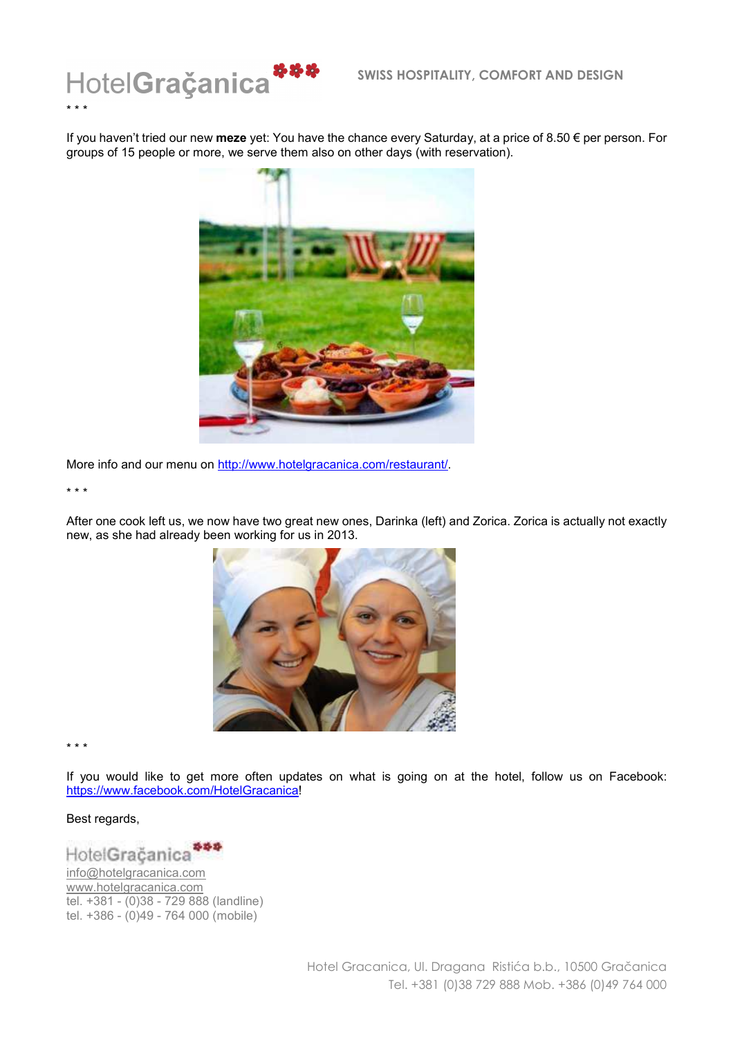* * *

If you haven't tried our new **meze** yet: You have the chance every Saturday, at a price of 8.50 € per person. For groups of 15 people or more, we serve them also on other days (with reservation).

More info and our menu on [http://www.hotelgracanica.com/restaurant/](http://www.hotelgracanica.com/restaurant/).

* * *

After one cook left us, we now have two great new ones, Darinka (left) and Zorica. Zorica is actually not exactly new, as she had already been working for us in 2013.

* * *

If you would like to get more often updates on what is going on at the hotel, follow us on Facebook: [https://www.facebook.com/HotelGracanica](https://www.facebook.com/HotelGracanica)!

Best regards,

HotelGraçanica
[info@hotelgracanica.com](mailto:info@hotelgracanica.com)
[www.hotelgracanica.com](http://www.hotelgracanica.com)
tel. +381 - (0)38 - 729 888 (landline)
tel. +386 - (0)49 - 764 000 (mobile)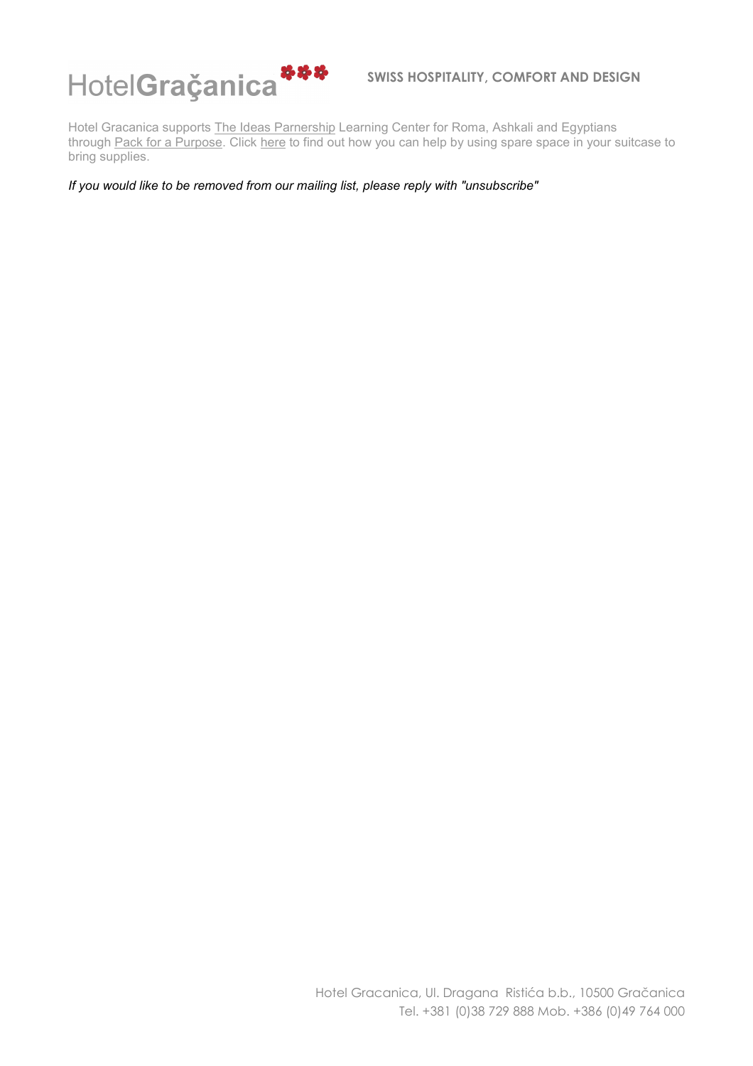HotelGraçanica

**SWISS HOSPITALITY, COMFORT AND DESIGN**

Hotel Gracanica supports The Ideas Parnership Learning Center for Roma, Ashkali and Egyptians through Pack for a Purpose. Click here to find out how you can help by using spare space in your suitcase to bring supplies.

*If you would like to be removed from our mailing list, please reply with "unsubscribe"*

Hotel Gracanica, Ul. Dragana Ristića b.b., 10500 Gračanica
Tel. +381 (0)38 729 888 Mob. +386 (0)49 764 000